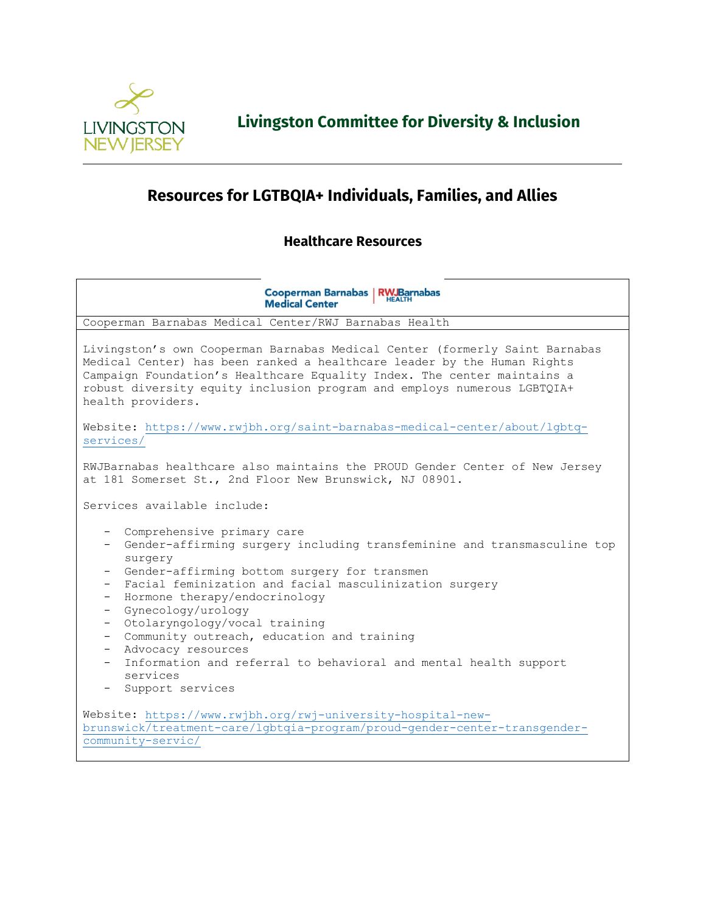# Livingston Committee for Diversity & Inclusion

## Resources for LGTBQIA+ Individuals, Families, and Allies

### Healthcare Resources

**Cooperman Barnabas Medical Center/RWJ Barnabas Health**

Livingston's own Cooperman Barnabas Medical Center (formerly Saint Barnabas Medical Center) has been ranked a healthcare leader by the Human Rights Campaign Foundation's Healthcare Equality Index. The center maintains a robust diversity equity inclusion program and employs numerous LGBTQIA+ health providers.

Website: https://www.rwjbh.org/saint-barnabas-medical-center/about/lgbtq-services/

RWJBarnabas healthcare also maintains the PROUD Gender Center of New Jersey at 181 Somerset St., 2nd Floor New Brunswick, NJ 08901.

Services available include:

- Comprehensive primary care
- Gender-affirming surgery including transfeminine and transmasculine top surgery
- Gender-affirming bottom surgery for transmen
- Facial feminization and facial masculinization surgery
- Hormone therapy/endocrinology
- Gynecology/urology
- Otolaryngology/vocal training
- Community outreach, education and training
- Advocacy resources
- Information and referral to behavioral and mental health support services
- Support services

Website: https://www.rwjbh.org/rwj-university-hospital-new-brunswick/treatment-care/lgbtqia-program/proud-gender-center-transgender-community-servic/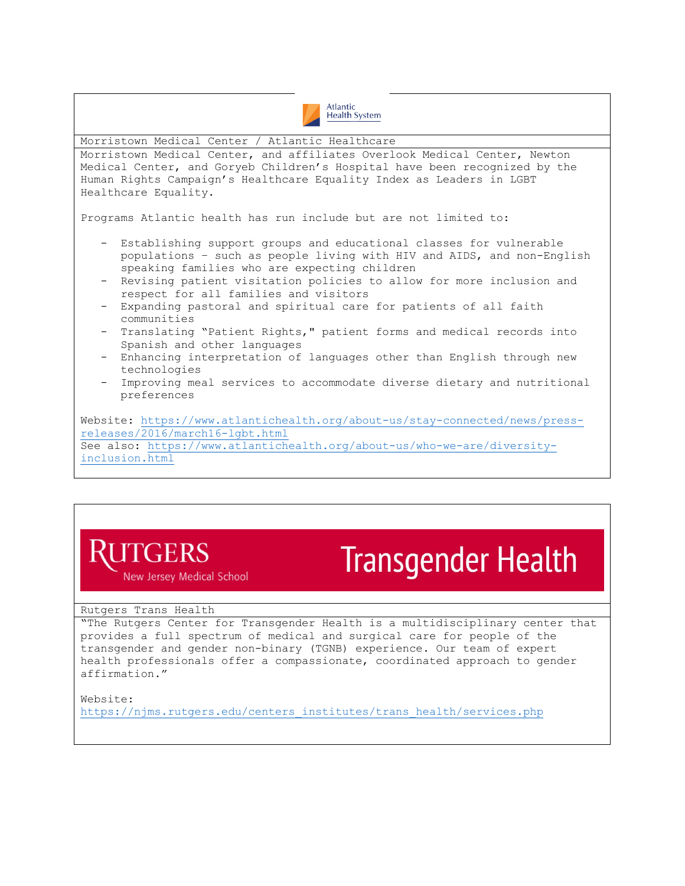Atlantic Health System

Morristown Medical Center / Atlantic Healthcare

Morristown Medical Center, and affiliates Overlook Medical Center, Newton Medical Center, and Goryeb Children's Hospital have been recognized by the Human Rights Campaign's Healthcare Equality Index as Leaders in LGBT Healthcare Equality.

Programs Atlantic health has run include but are not limited to:

- Establishing support groups and educational classes for vulnerable populations – such as people living with HIV and AIDS, and non-English speaking families who are expecting children
- Revising patient visitation policies to allow for more inclusion and respect for all families and visitors
- Expanding pastoral and spiritual care for patients of all faith communities
- Translating "Patient Rights," patient forms and medical records into Spanish and other languages
- Enhancing interpretation of languages other than English through new technologies
- Improving meal services to accommodate diverse dietary and nutritional preferences

Website: https://www.atlantichealth.org/about-us/stay-connected/news/press-releases/2016/march16-lgbt.html
See also: https://www.atlantichealth.org/about-us/who-we-are/diversity-inclusion.html

---

RUTGERS New Jersey Medical School — Transgender Health

Rutgers Trans Health

"The Rutgers Center for Transgender Health is a multidisciplinary center that provides a full spectrum of medical and surgical care for people of the transgender and gender non-binary (TGNB) experience. Our team of expert health professionals offer a compassionate, coordinated approach to gender affirmation."

Website: https://njms.rutgers.edu/centers_institutes/trans_health/services.php